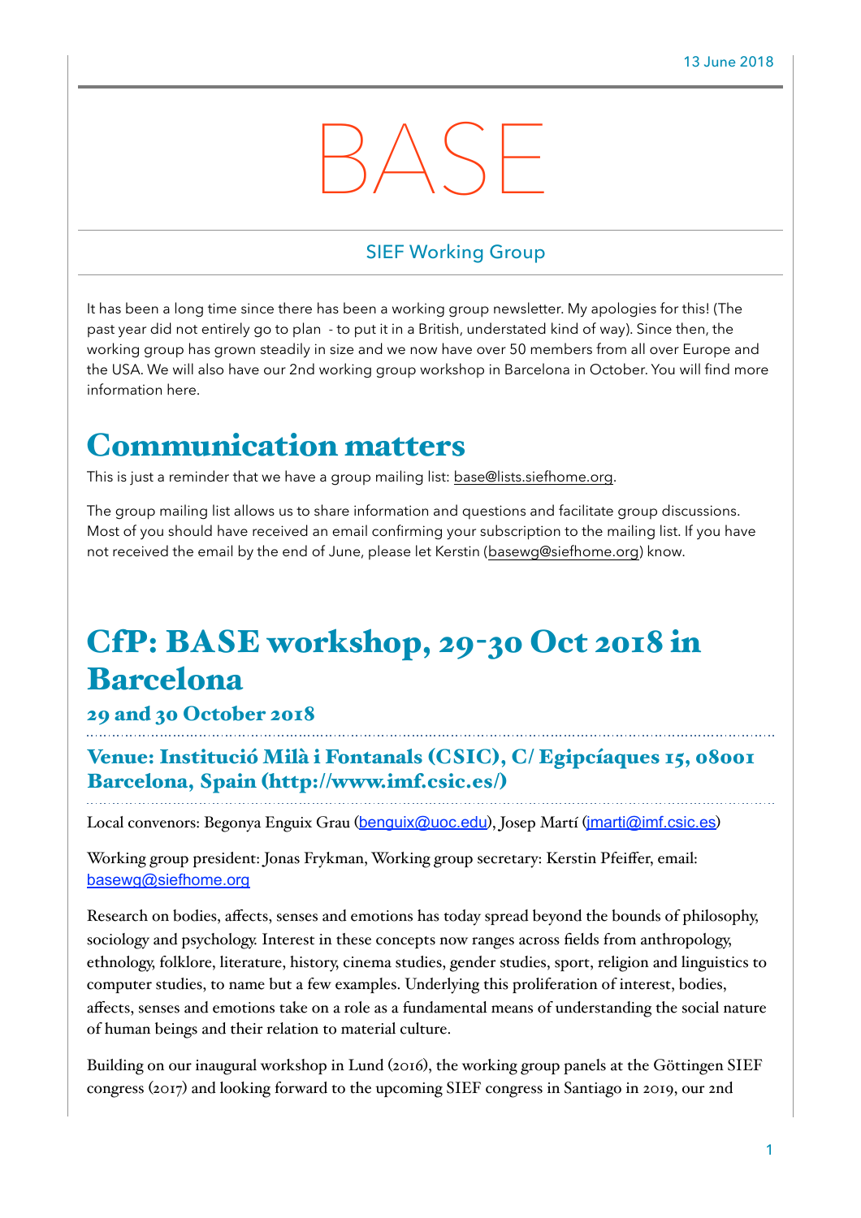13 June 2018

# BASE

SIEF Working Group

It has been a long time since there has been a working group newsletter. My apologies for this! (The past year did not entirely go to plan - to put it in a British, understated kind of way). Since then, the working group has grown steadily in size and we now have over 50 members from all over Europe and the USA. We will also have our 2nd working group workshop in Barcelona in October. You will find more information here.

## Communication matters

This is just a reminder that we have a group mailing list: base@lists.siefhome.org.

The group mailing list allows us to share information and questions and facilitate group discussions. Most of you should have received an email confirming your subscription to the mailing list. If you have not received the email by the end of June, please let Kerstin (basewg@siefhome.org) know.

## CfP: BASE workshop, 29-30 Oct 2018 in Barcelona

### 29 and 30 October 2018

### Venue: Institució Milà i Fontanals (CSIC), C/ Egipcíaques 15, 08001 Barcelona, Spain (http://www.imf.csic.es/)

Local convenors: Begonya Enguix Grau (benguix@uoc.edu), Josep Martí (jmarti@imf.csic.es)

Working group president: Jonas Frykman, Working group secretary: Kerstin Pfeiffer, email: basewg@siefhome.org

Research on bodies, affects, senses and emotions has today spread beyond the bounds of philosophy, sociology and psychology. Interest in these concepts now ranges across fields from anthropology, ethnology, folklore, literature, history, cinema studies, gender studies, sport, religion and linguistics to computer studies, to name but a few examples. Underlying this proliferation of interest, bodies, affects, senses and emotions take on a role as a fundamental means of understanding the social nature of human beings and their relation to material culture.

Building on our inaugural workshop in Lund (2016), the working group panels at the Göttingen SIEF congress (2017) and looking forward to the upcoming SIEF congress in Santiago in 2019, our 2nd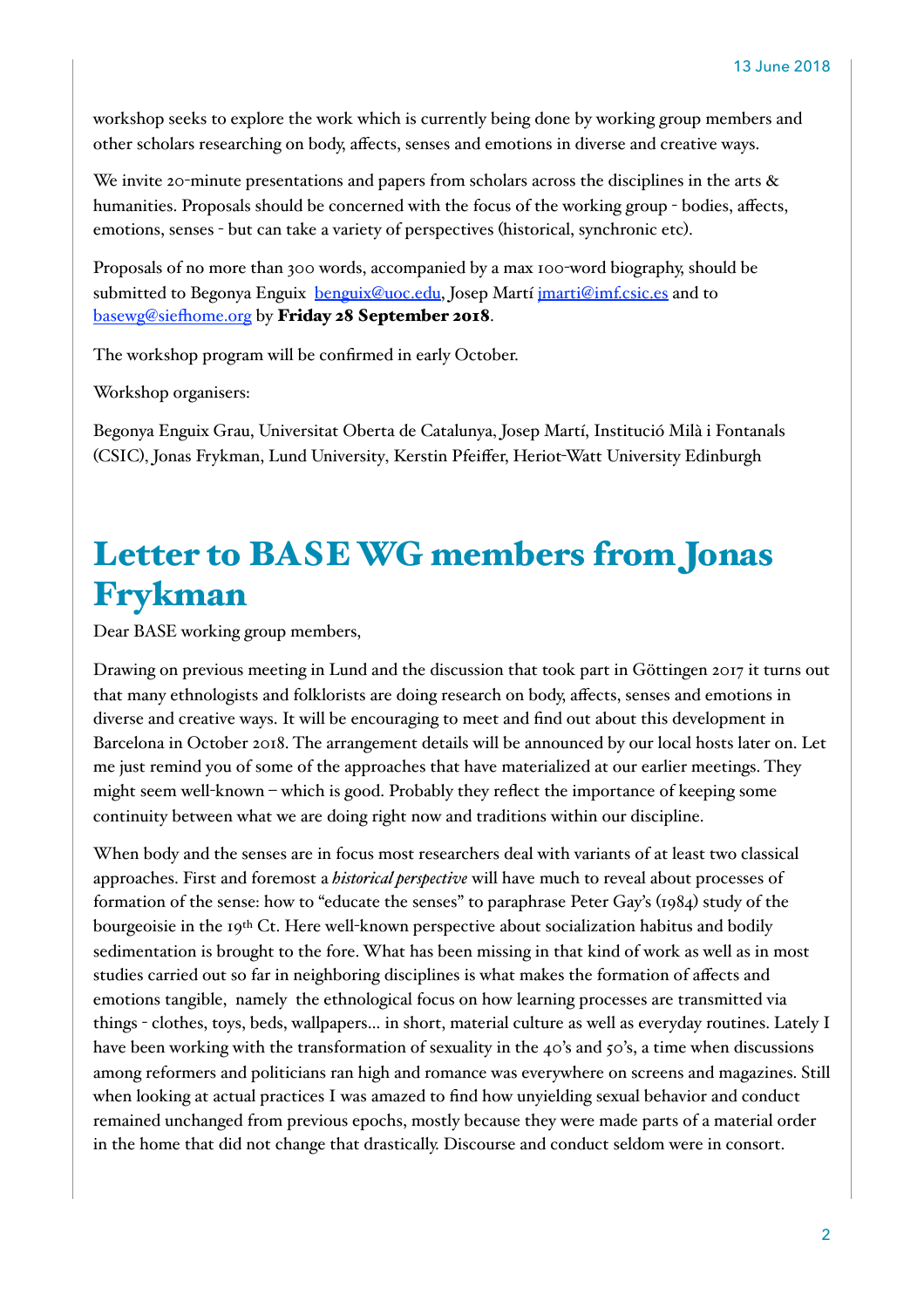workshop seeks to explore the work which is currently being done by working group members and other scholars researching on body, affects, senses and emotions in diverse and creative ways.

We invite 20-minute presentations and papers from scholars across the disciplines in the arts & humanities. Proposals should be concerned with the focus of the working group - bodies, affects, emotions, senses - but can take a variety of perspectives (historical, synchronic etc).

Proposals of no more than 300 words, accompanied by a max 100-word biography, should be submitted to Begonya Enguix benguix@uoc.edu, Josep Martí jmarti@imf.csic.es and to basewg@siefhome.org by **Friday 28 September 2018**.

The workshop program will be confirmed in early October.

Workshop organisers:

Begonya Enguix Grau, Universitat Oberta de Catalunya, Josep Martí, Institució Milà i Fontanals (CSIC), Jonas Frykman, Lund University, Kerstin Pfeiffer, Heriot-Watt University Edinburgh

# Letter to BASE WG members from Jonas Frykman

Dear BASE working group members,

Drawing on previous meeting in Lund and the discussion that took part in Göttingen 2017 it turns out that many ethnologists and folklorists are doing research on body, affects, senses and emotions in diverse and creative ways. It will be encouraging to meet and find out about this development in Barcelona in October 2018. The arrangement details will be announced by our local hosts later on. Let me just remind you of some of the approaches that have materialized at our earlier meetings. They might seem well-known – which is good. Probably they reflect the importance of keeping some continuity between what we are doing right now and traditions within our discipline.

When body and the senses are in focus most researchers deal with variants of at least two classical approaches. First and foremost a *historical perspective* will have much to reveal about processes of formation of the sense: how to "educate the senses" to paraphrase Peter Gay's (1984) study of the bourgeoisie in the 19th Ct. Here well-known perspective about socialization habitus and bodily sedimentation is brought to the fore. What has been missing in that kind of work as well as in most studies carried out so far in neighboring disciplines is what makes the formation of affects and emotions tangible, namely the ethnological focus on how learning processes are transmitted via things - clothes, toys, beds, wallpapers... in short, material culture as well as everyday routines. Lately I have been working with the transformation of sexuality in the 40's and 50's, a time when discussions among reformers and politicians ran high and romance was everywhere on screens and magazines. Still when looking at actual practices I was amazed to find how unyielding sexual behavior and conduct remained unchanged from previous epochs, mostly because they were made parts of a material order in the home that did not change that drastically. Discourse and conduct seldom were in consort.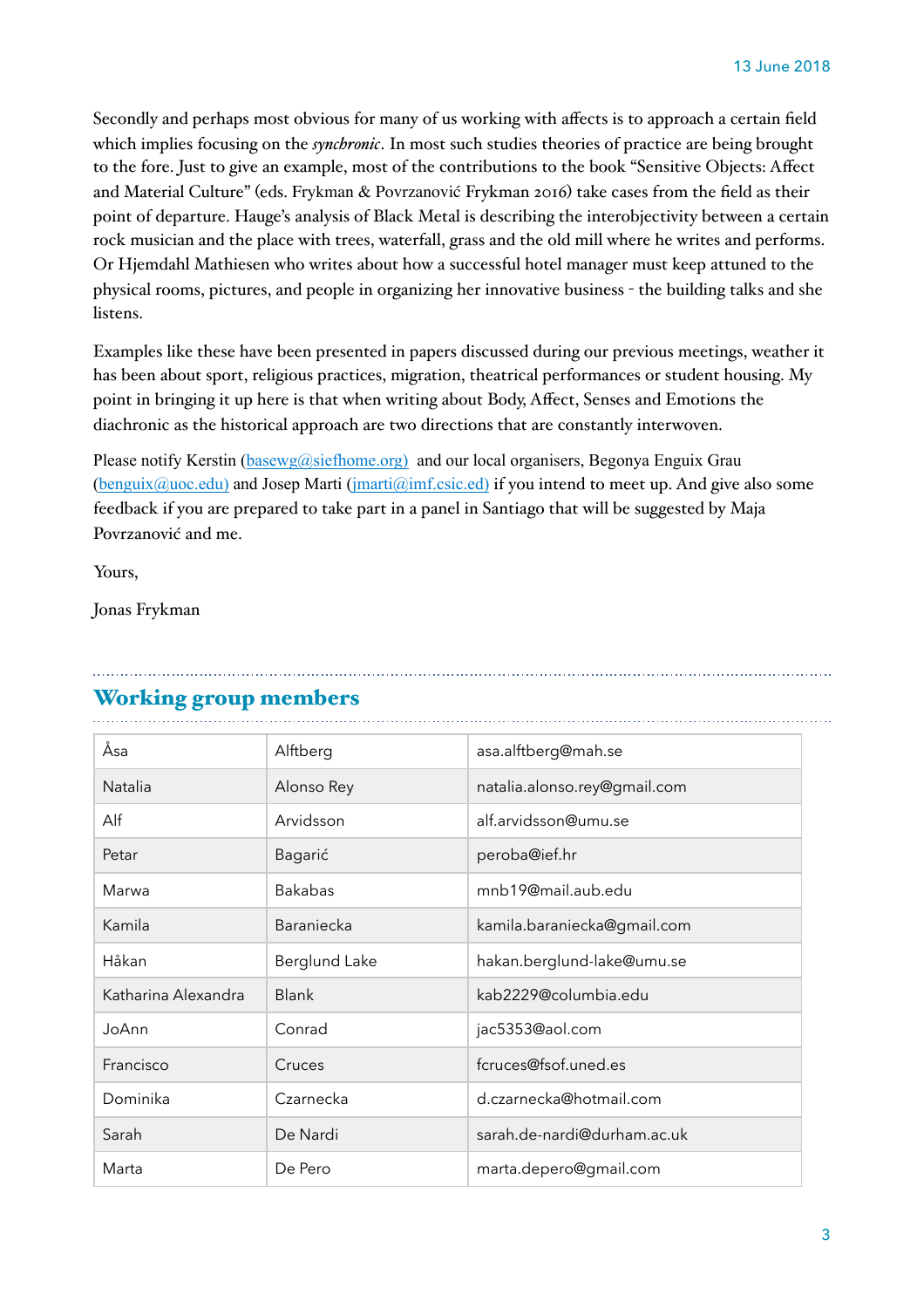13 June 2018

Secondly and perhaps most obvious for many of us working with affects is to approach a certain field which implies focusing on the *synchronic*. In most such studies theories of practice are being brought to the fore. Just to give an example, most of the contributions to the book "Sensitive Objects: Affect and Material Culture" (eds. Frykman & Povrzanović Frykman 2016) take cases from the field as their point of departure. Hauge's analysis of Black Metal is describing the interobjectivity between a certain rock musician and the place with trees, waterfall, grass and the old mill where he writes and performs. Or Hjemdahl Mathiesen who writes about how a successful hotel manager must keep attuned to the physical rooms, pictures, and people in organizing her innovative business - the building talks and she listens.

Examples like these have been presented in papers discussed during our previous meetings, weather it has been about sport, religious practices, migration, theatrical performances or student housing. My point in bringing it up here is that when writing about Body, Affect, Senses and Emotions the diachronic as the historical approach are two directions that are constantly interwoven.

Please notify Kerstin (basewg@siefhome.org) and our local organisers, Begonya Enguix Grau (benguix@uoc.edu) and Josep Marti (jmarti@imf.csic.ed) if you intend to meet up. And give also some feedback if you are prepared to take part in a panel in Santiago that will be suggested by Maja Povrzanović and me.

Yours,

Jonas Frykman

## Working group members

| | | |
|---|---|---|
| Åsa | Alftberg | asa.alftberg@mah.se |
| Natalia | Alonso Rey | natalia.alonso.rey@gmail.com |
| Alf | Arvidsson | alf.arvidsson@umu.se |
| Petar | Bagarić | peroba@ief.hr |
| Marwa | Bakabas | mnb19@mail.aub.edu |
| Kamila | Baraniecka | kamila.baraniecka@gmail.com |
| Håkan | Berglund Lake | hakan.berglund-lake@umu.se |
| Katharina Alexandra | Blank | kab2229@columbia.edu |
| JoAnn | Conrad | jac5353@aol.com |
| Francisco | Cruces | fcruces@fsof.uned.es |
| Dominika | Czarnecka | d.czarnecka@hotmail.com |
| Sarah | De Nardi | sarah.de-nardi@durham.ac.uk |
| Marta | De Pero | marta.depero@gmail.com |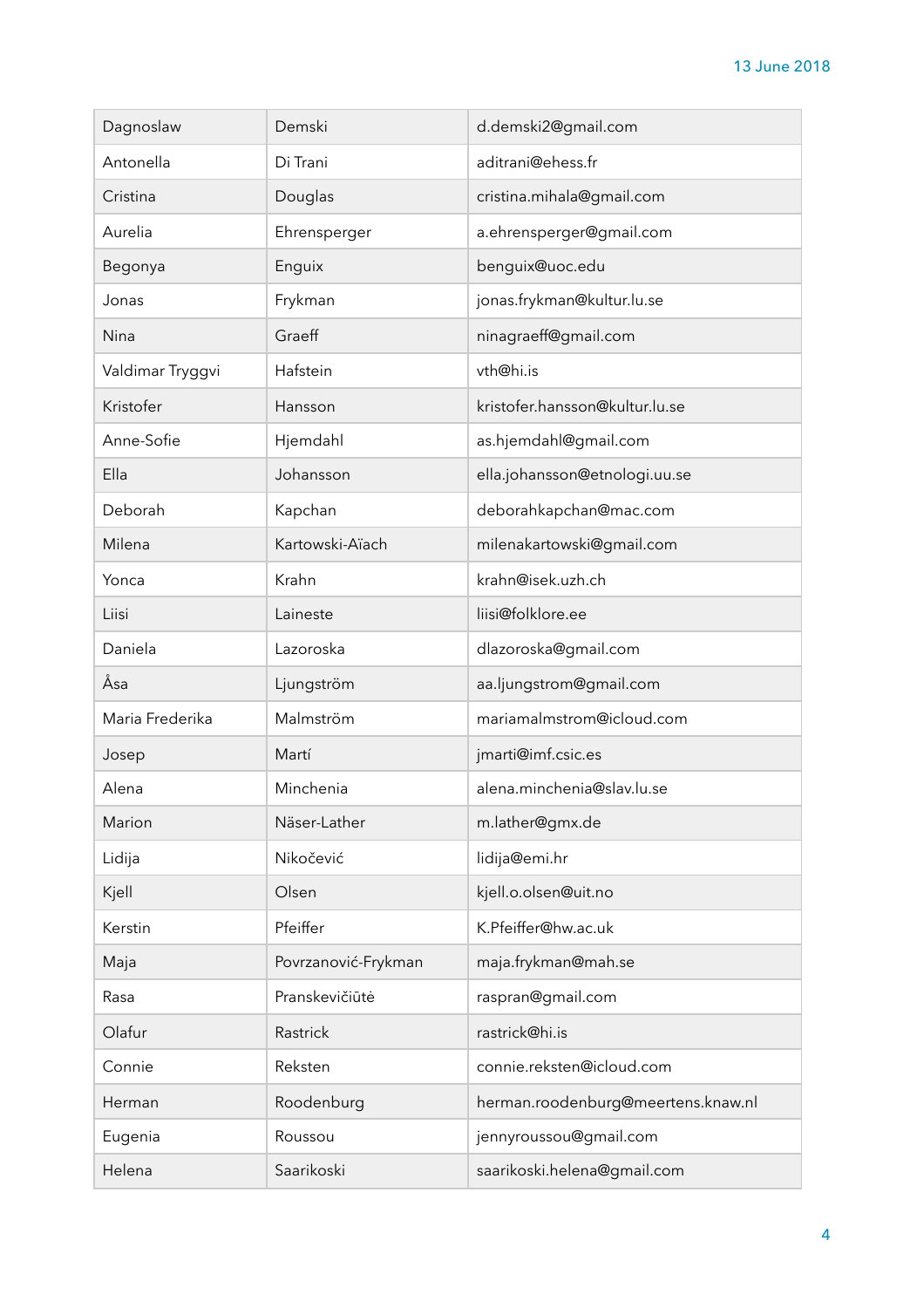| Dagnoslaw | Demski | d.demski2@gmail.com |
|---|---|---|
| Antonella | Di Trani | aditrani@ehess.fr |
| Cristina | Douglas | cristina.mihala@gmail.com |
| Aurelia | Ehrensperger | a.ehrensperger@gmail.com |
| Begonya | Enguix | benguix@uoc.edu |
| Jonas | Frykman | jonas.frykman@kultur.lu.se |
| Nina | Graeff | ninagraeff@gmail.com |
| Valdimar Tryggvi | Hafstein | vth@hi.is |
| Kristofer | Hansson | kristofer.hansson@kultur.lu.se |
| Anne-Sofie | Hjemdahl | as.hjemdahl@gmail.com |
| Ella | Johansson | ella.johansson@etnologi.uu.se |
| Deborah | Kapchan | deborahkapchan@mac.com |
| Milena | Kartowski-Aïach | milenakartowski@gmail.com |
| Yonca | Krahn | krahn@isek.uzh.ch |
| Liisi | Laineste | liisi@folklore.ee |
| Daniela | Lazoroska | dlazoroska@gmail.com |
| Åsa | Ljungström | aa.ljungstrom@gmail.com |
| Maria Frederika | Malmström | mariamalmstrom@icloud.com |
| Josep | Martí | jmarti@imf.csic.es |
| Alena | Minchenia | alena.minchenia@slav.lu.se |
| Marion | Näser-Lather | m.lather@gmx.de |
| Lidija | Nikočević | lidija@emi.hr |
| Kjell | Olsen | kjell.o.olsen@uit.no |
| Kerstin | Pfeiffer | K.Pfeiffer@hw.ac.uk |
| Maja | Povrzanović-Frykman | maja.frykman@mah.se |
| Rasa | Pranskevičiūtė | raspran@gmail.com |
| Olafur | Rastrick | rastrick@hi.is |
| Connie | Reksten | connie.reksten@icloud.com |
| Herman | Roodenburg | herman.roodenburg@meertens.knaw.nl |
| Eugenia | Roussou | jennyroussou@gmail.com |
| Helena | Saarikoski | saarikoski.helena@gmail.com |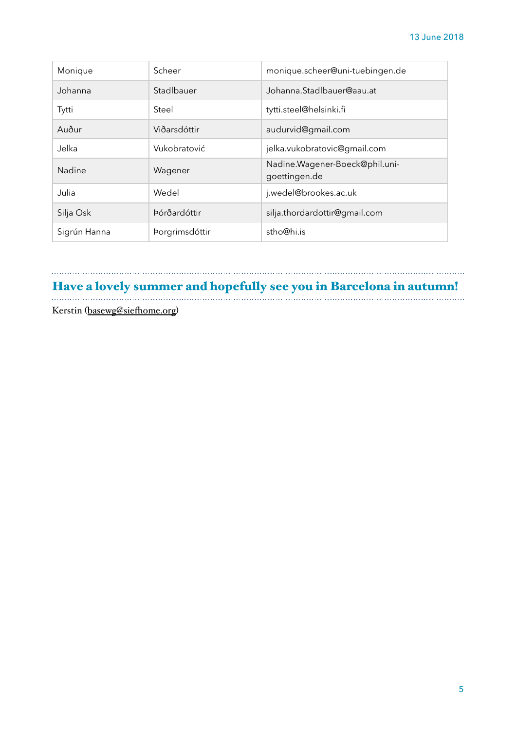| | | |
|---|---|---|
| Monique | Scheer | monique.scheer@uni-tuebingen.de |
| Johanna | Stadlbauer | Johanna.Stadlbauer@aau.at |
| Tytti | Steel | tytti.steel@helsinki.fi |
| Auður | Viðarsdóttir | audurvid@gmail.com |
| Jelka | Vukobratović | jelka.vukobratovic@gmail.com |
| Nadine | Wagener | Nadine.Wagener-Boeck@phil.uni-goettingen.de |
| Julia | Wedel | j.wedel@brookes.ac.uk |
| Silja Osk | Þórðardóttir | silja.thordardottir@gmail.com |
| Sigrún Hanna | Þorgrimsdóttir | stho@hi.is |

## Have a lovely summer and hopefully see you in Barcelona in autumn!

Kerstin (basewg@siefhome.org)